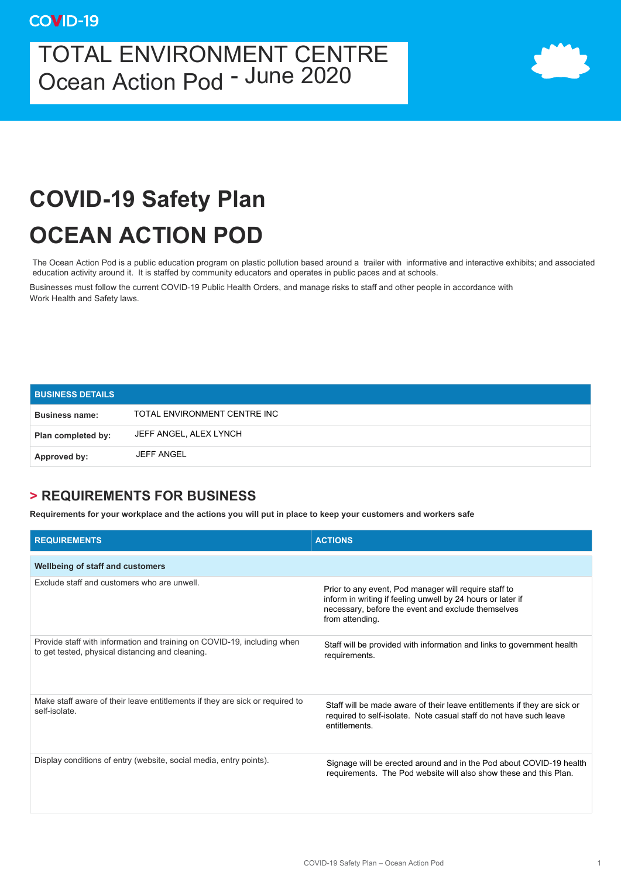COVID-19

# TOTAL ENVIRONMENT CENTRE Ocean Action Pod - June 2020

# COVID-19 Safety Plan

# OCEAN ACTION POD

The Ocean Action Pod is a public education program on plastic pollution based around a trailer with informative and interactive exhibits; and associated education activity around it. It is staffed by community educators and operates in public paces and at schools.

Businesses must follow the current COVID-19 Public Health Orders, and manage risks to staff and other people in accordance with Work Health and Safety laws.

| BUSINESS DETAILS | |
|---|---|
| **Business name:** | TOTAL ENVIRONMENT CENTRE INC |
| **Plan completed by:** | JEFF ANGEL, ALEX LYNCH |
| **Approved by:** | JEFF ANGEL |

## > REQUIREMENTS FOR BUSINESS

**Requirements for your workplace and the actions you will put in place to keep your customers and workers safe**

| REQUIREMENTS | ACTIONS |
|---|---|
| **Wellbeing of staff and customers** | |
| Exclude staff and customers who are unwell. | Prior to any event, Pod manager will require staff to inform in writing if feeling unwell by 24 hours or later if necessary, before the event and exclude themselves from attending. |
| Provide staff with information and training on COVID-19, including when to get tested, physical distancing and cleaning. | Staff will be provided with information and links to government health requirements. |
| Make staff aware of their leave entitlements if they are sick or required to self-isolate. | Staff will be made aware of their leave entitlements if they are sick or required to self-isolate. Note casual staff do not have such leave entitlements. |
| Display conditions of entry (website, social media, entry points). | Signage will be erected around and in the Pod about COVID-19 health requirements. The Pod website will also show these and this Plan. |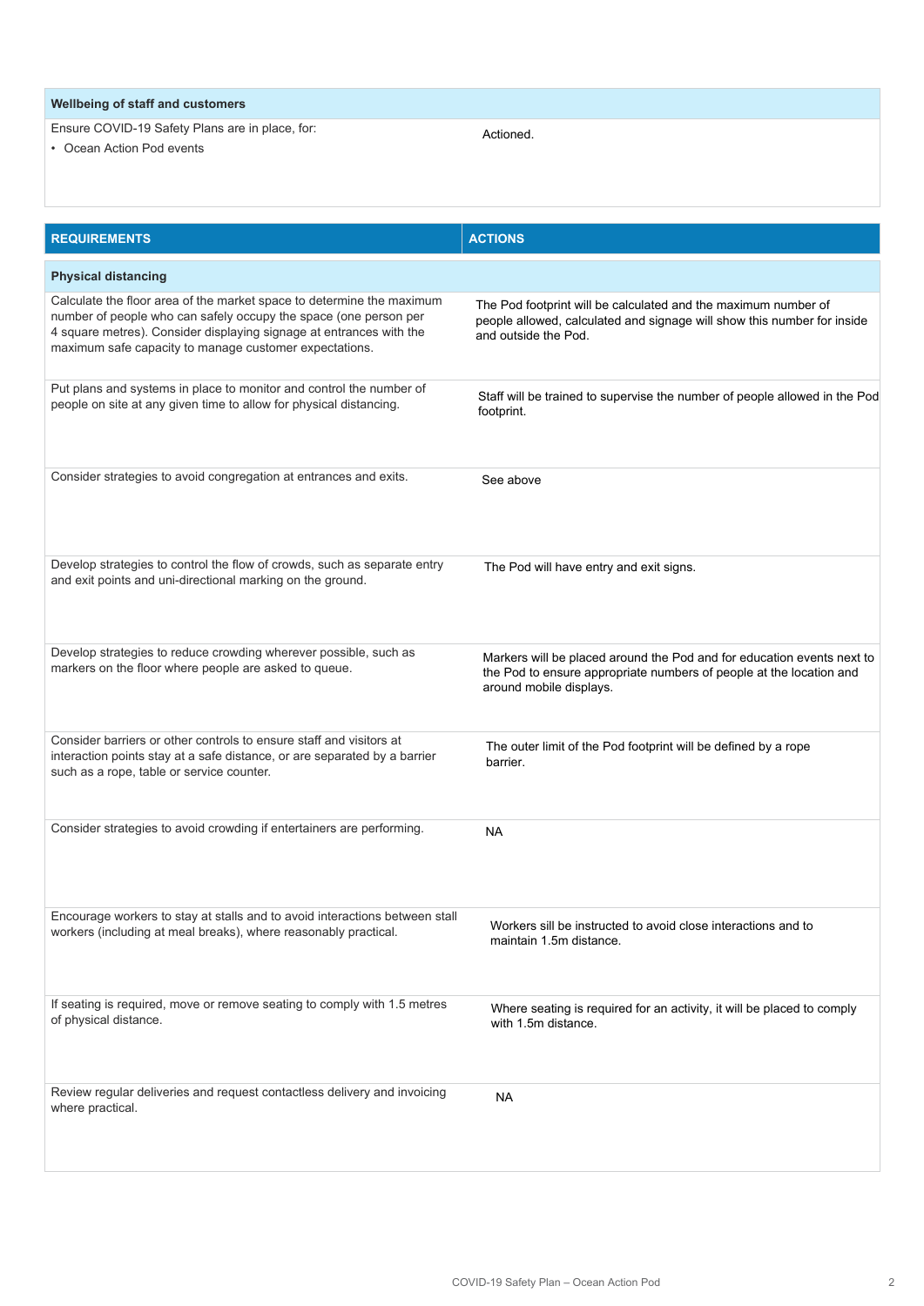| Wellbeing of staff and customers | |
|---|---|
| Ensure COVID-19 Safety Plans are in place, for:<br>• Ocean Action Pod events | Actioned. |

| REQUIREMENTS | ACTIONS |
|---|---|
| **Physical distancing** | |
| Calculate the floor area of the market space to determine the maximum number of people who can safely occupy the space (one person per 4 square metres). Consider displaying signage at entrances with the maximum safe capacity to manage customer expectations. | The Pod footprint will be calculated and the maximum number of people allowed, calculated and signage will show this number for inside and outside the Pod. |
| Put plans and systems in place to monitor and control the number of people on site at any given time to allow for physical distancing. | Staff will be trained to supervise the number of people allowed in the Pod footprint. |
| Consider strategies to avoid congregation at entrances and exits. | See above |
| Develop strategies to control the flow of crowds, such as separate entry and exit points and uni-directional marking on the ground. | The Pod will have entry and exit signs. |
| Develop strategies to reduce crowding wherever possible, such as markers on the floor where people are asked to queue. | Markers will be placed around the Pod and for education events next to the Pod to ensure appropriate numbers of people at the location and around mobile displays. |
| Consider barriers or other controls to ensure staff and visitors at interaction points stay at a safe distance, or are separated by a barrier such as a rope, table or service counter. | The outer limit of the Pod footprint will be defined by a rope barrier. |
| Consider strategies to avoid crowding if entertainers are performing. | NA |
| Encourage workers to stay at stalls and to avoid interactions between stall workers (including at meal breaks), where reasonably practical. | Workers sill be instructed to avoid close interactions and to maintain 1.5m distance. |
| If seating is required, move or remove seating to comply with 1.5 metres of physical distance. | Where seating is required for an activity, it will be placed to comply with 1.5m distance. |
| Review regular deliveries and request contactless delivery and invoicing where practical. | NA |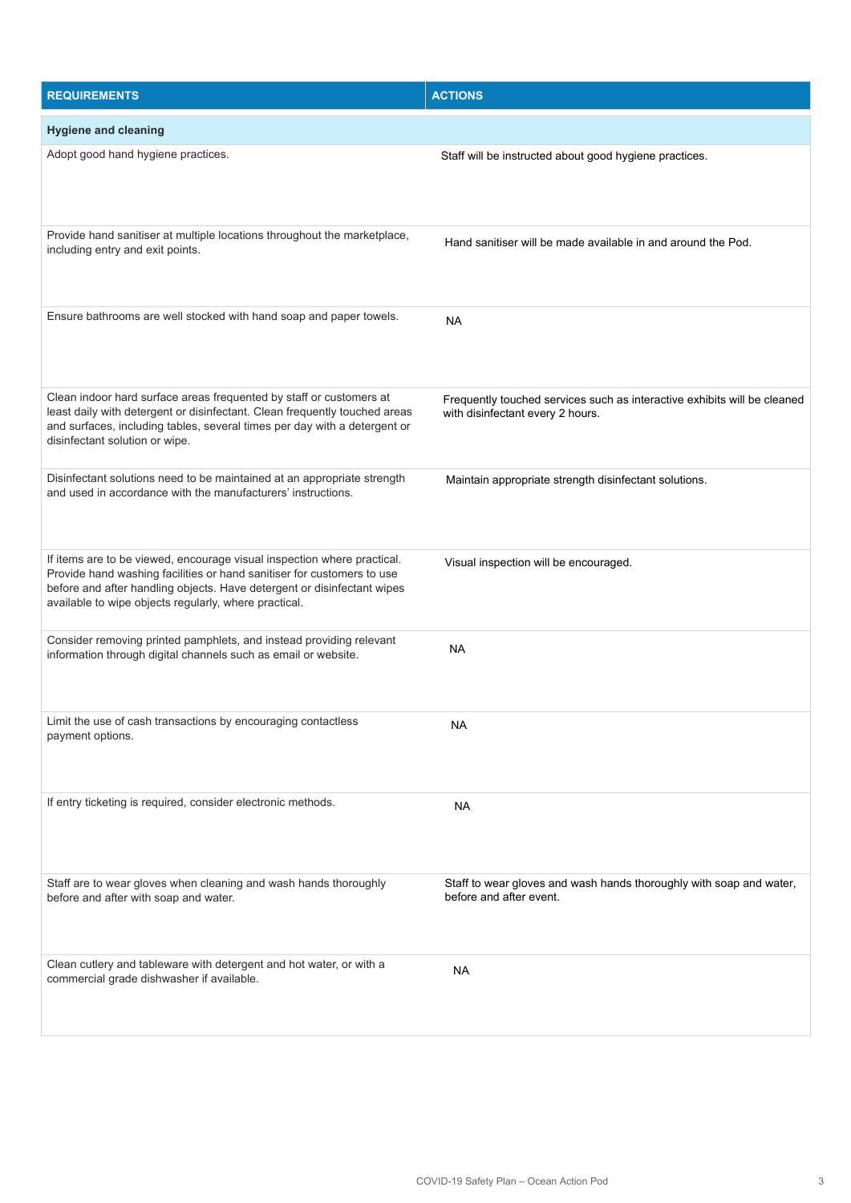| REQUIREMENTS | ACTIONS |
|---|---|
| **Hygiene and cleaning** | |
| Adopt good hand hygiene practices. | Staff will be instructed about good hygiene practices. |
| Provide hand sanitiser at multiple locations throughout the marketplace, including entry and exit points. | Hand sanitiser will be made available in and around the Pod. |
| Ensure bathrooms are well stocked with hand soap and paper towels. | NA |
| Clean indoor hard surface areas frequented by staff or customers at least daily with detergent or disinfectant. Clean frequently touched areas and surfaces, including tables, several times per day with a detergent or disinfectant solution or wipe. | Frequently touched services such as interactive exhibits will be cleaned with disinfectant every 2 hours. |
| Disinfectant solutions need to be maintained at an appropriate strength and used in accordance with the manufacturers' instructions. | Maintain appropriate strength disinfectant solutions. |
| If items are to be viewed, encourage visual inspection where practical. Provide hand washing facilities or hand sanitiser for customers to use before and after handling objects. Have detergent or disinfectant wipes available to wipe objects regularly, where practical. | Visual inspection will be encouraged. |
| Consider removing printed pamphlets, and instead providing relevant information through digital channels such as email or website. | NA |
| Limit the use of cash transactions by encouraging contactless payment options. | NA |
| If entry ticketing is required, consider electronic methods. | NA |
| Staff are to wear gloves when cleaning and wash hands thoroughly before and after with soap and water. | Staff to wear gloves and wash hands thoroughly with soap and water, before and after event. |
| Clean cutlery and tableware with detergent and hot water, or with a commercial grade dishwasher if available. | NA |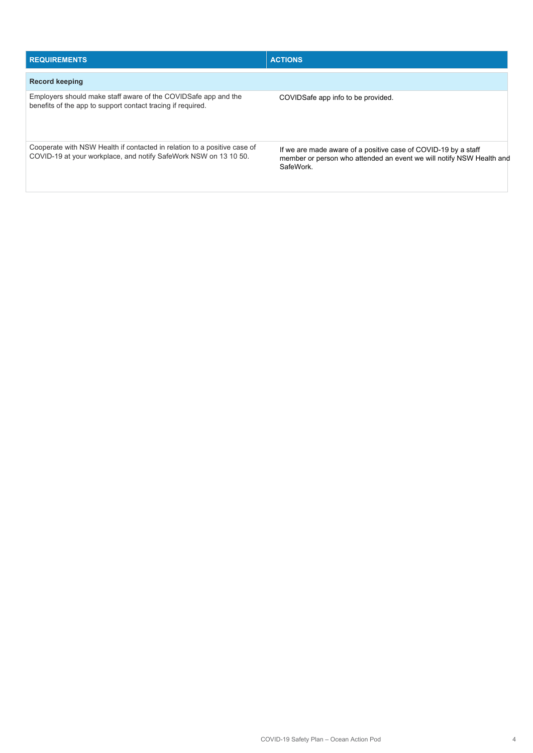| REQUIREMENTS | ACTIONS |
| --- | --- |
| **Record keeping** | |
| Employers should make staff aware of the COVIDSafe app and the benefits of the app to support contact tracing if required. | COVIDSafe app info to be provided. |
| Cooperate with NSW Health if contacted in relation to a positive case of COVID-19 at your workplace, and notify SafeWork NSW on 13 10 50. | If we are made aware of a positive case of COVID-19 by a staff member or person who attended an event we will notify NSW Health and SafeWork. |